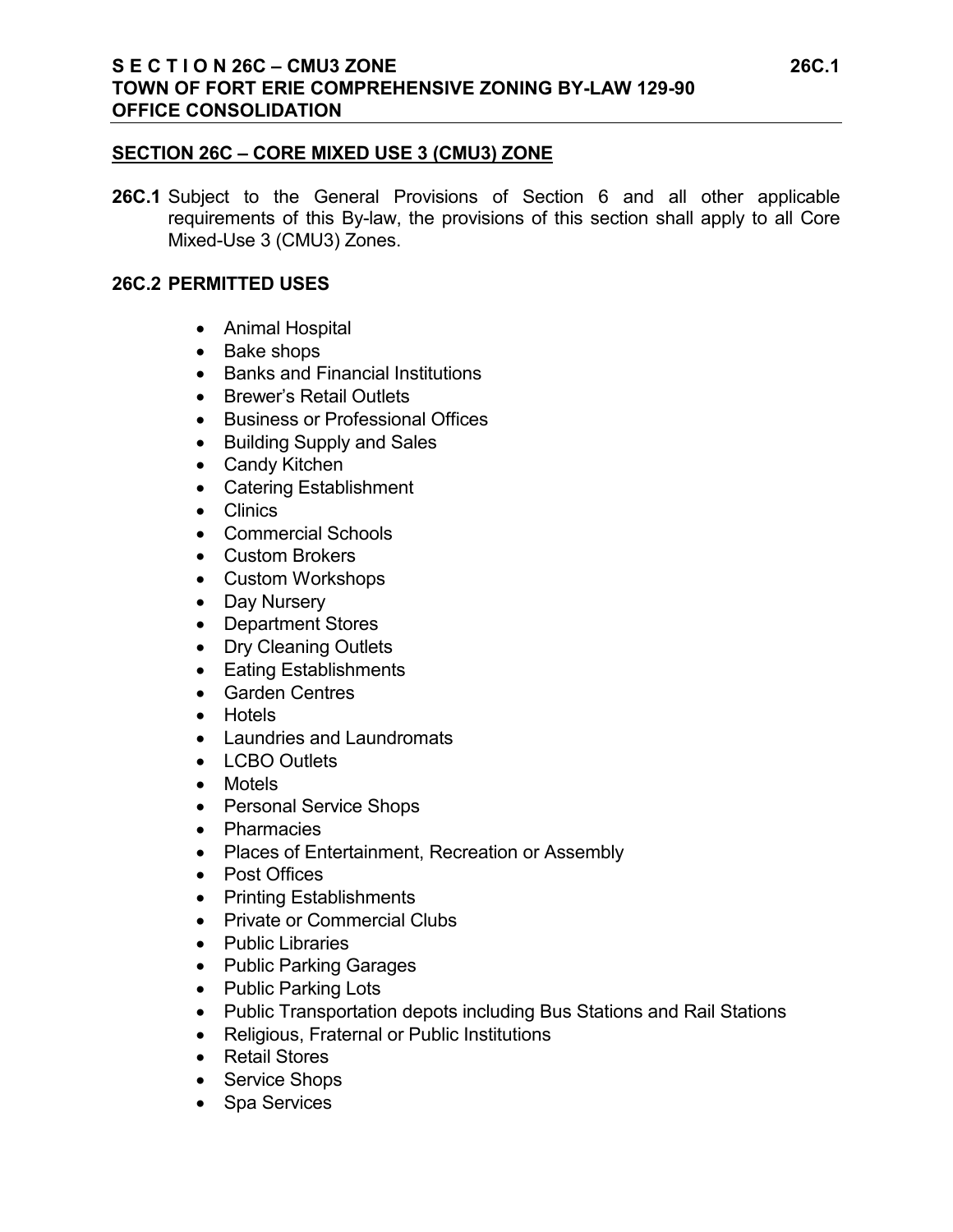## SECTION 26C – CORE MIXED USE 3 (CMU3) ZONE

**26C.1** Subject to the General Provisions of Section 6 and all other applicable requirements of this By-law, the provisions of this section shall apply to all Core Mixed-Use 3 (CMU3) Zones.

### 26C.2 PERMITTED USES

- Animal Hospital
- Bake shops
- Banks and Financial Institutions
- Brewer's Retail Outlets
- Business or Professional Offices
- Building Supply and Sales
- Candy Kitchen
- Catering Establishment
- Clinics
- Commercial Schools
- Custom Brokers
- Custom Workshops
- Day Nursery
- Department Stores
- Dry Cleaning Outlets
- Eating Establishments
- Garden Centres
- Hotels
- Laundries and Laundromats
- LCBO Outlets
- Motels
- Personal Service Shops
- Pharmacies
- Places of Entertainment, Recreation or Assembly
- Post Offices
- Printing Establishments
- Private or Commercial Clubs
- Public Libraries
- Public Parking Garages
- Public Parking Lots
- Public Transportation depots including Bus Stations and Rail Stations
- Religious, Fraternal or Public Institutions
- Retail Stores
- Service Shops
- Spa Services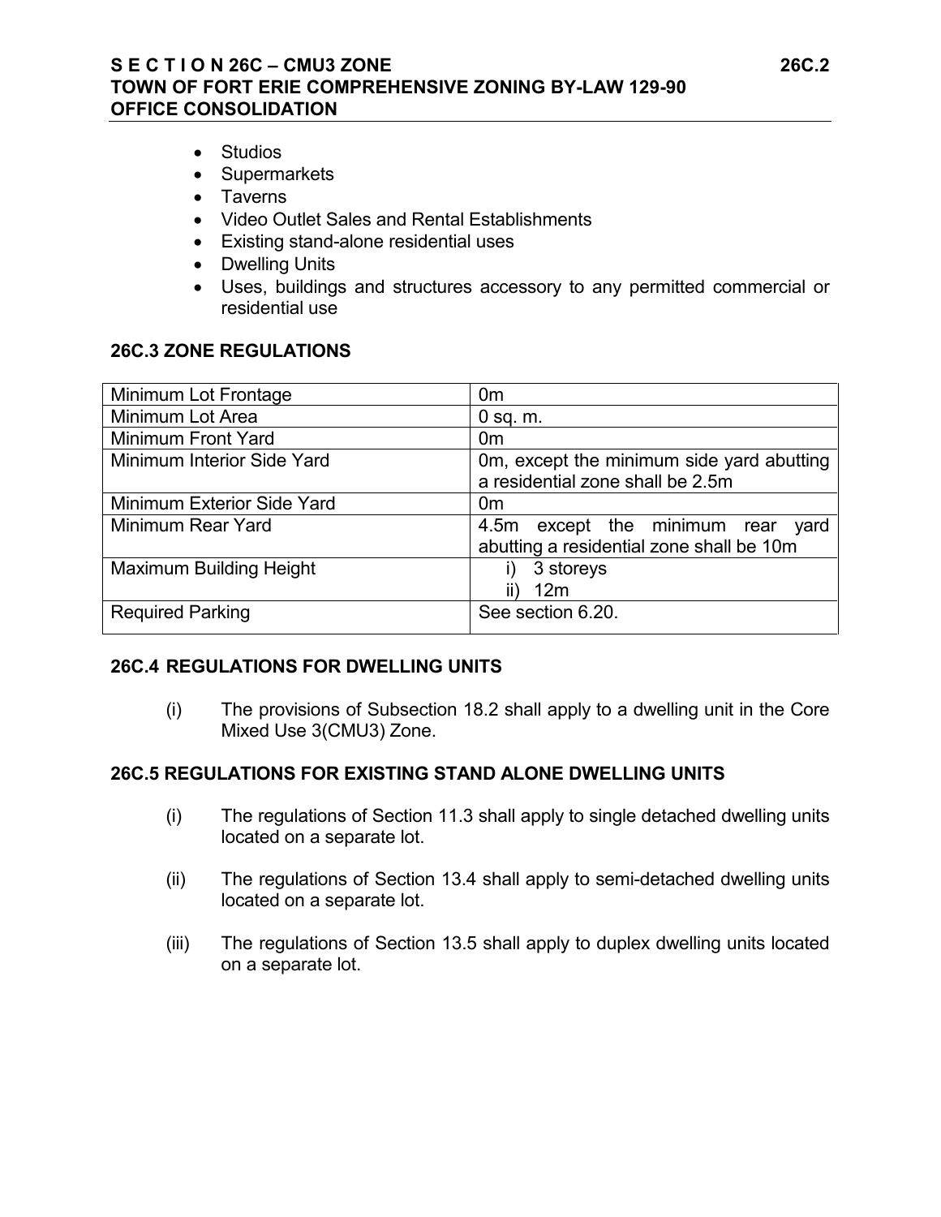- Studios
- Supermarkets
- Taverns
- Video Outlet Sales and Rental Establishments
- Existing stand-alone residential uses
- Dwelling Units
- Uses, buildings and structures accessory to any permitted commercial or residential use

## 26C.3 ZONE REGULATIONS

| | |
|---|---|
| Minimum Lot Frontage | 0m |
| Minimum Lot Area | 0 sq. m. |
| Minimum Front Yard | 0m |
| Minimum Interior Side Yard | 0m, except the minimum side yard abutting a residential zone shall be 2.5m |
| Minimum Exterior Side Yard | 0m |
| Minimum Rear Yard | 4.5m except the minimum rear yard abutting a residential zone shall be 10m |
| Maximum Building Height | i) 3 storeys<br>ii) 12m |
| Required Parking | See section 6.20. |

## 26C.4 REGULATIONS FOR DWELLING UNITS

(i) The provisions of Subsection 18.2 shall apply to a dwelling unit in the Core Mixed Use 3(CMU3) Zone.

## 26C.5 REGULATIONS FOR EXISTING STAND ALONE DWELLING UNITS

(i) The regulations of Section 11.3 shall apply to single detached dwelling units located on a separate lot.

(ii) The regulations of Section 13.4 shall apply to semi-detached dwelling units located on a separate lot.

(iii) The regulations of Section 13.5 shall apply to duplex dwelling units located on a separate lot.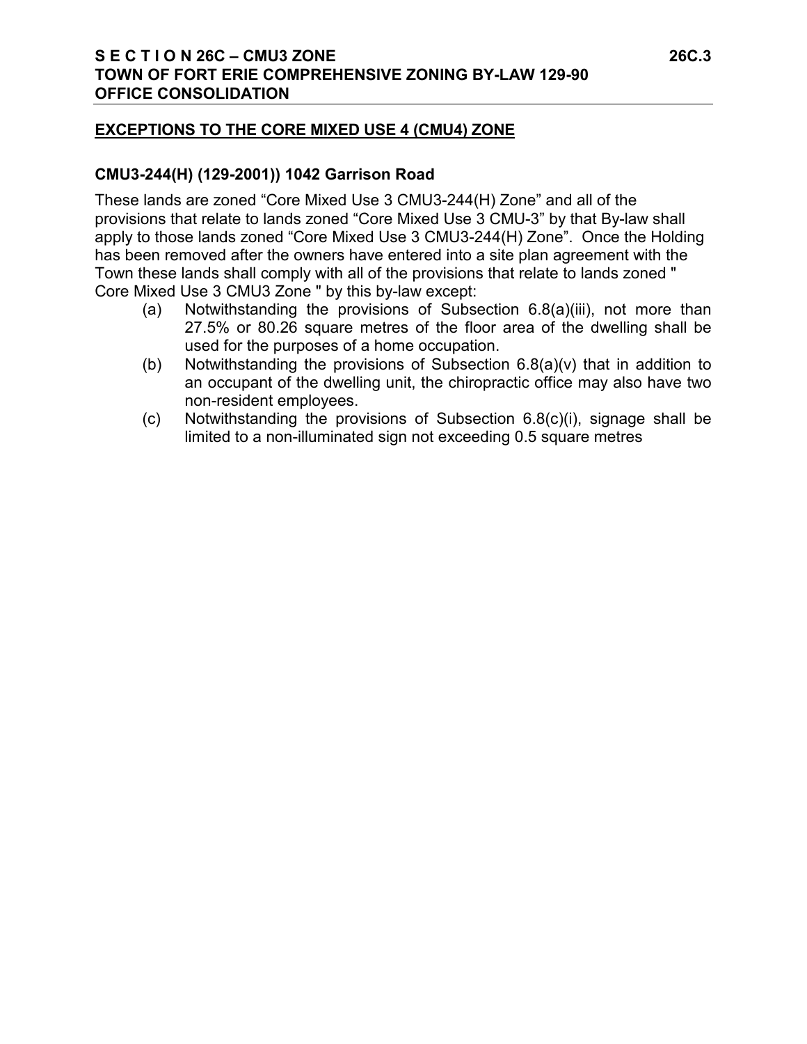## EXCEPTIONS TO THE CORE MIXED USE 4 (CMU4) ZONE

### CMU3-244(H) (129-2001)) 1042 Garrison Road

These lands are zoned "Core Mixed Use 3 CMU3-244(H) Zone" and all of the provisions that relate to lands zoned "Core Mixed Use 3 CMU-3" by that By-law shall apply to those lands zoned "Core Mixed Use 3 CMU3-244(H) Zone". Once the Holding has been removed after the owners have entered into a site plan agreement with the Town these lands shall comply with all of the provisions that relate to lands zoned " Core Mixed Use 3 CMU3 Zone " by this by-law except:

(a) Notwithstanding the provisions of Subsection 6.8(a)(iii), not more than 27.5% or 80.26 square metres of the floor area of the dwelling shall be used for the purposes of a home occupation.

(b) Notwithstanding the provisions of Subsection 6.8(a)(v) that in addition to an occupant of the dwelling unit, the chiropractic office may also have two non-resident employees.

(c) Notwithstanding the provisions of Subsection 6.8(c)(i), signage shall be limited to a non-illuminated sign not exceeding 0.5 square metres